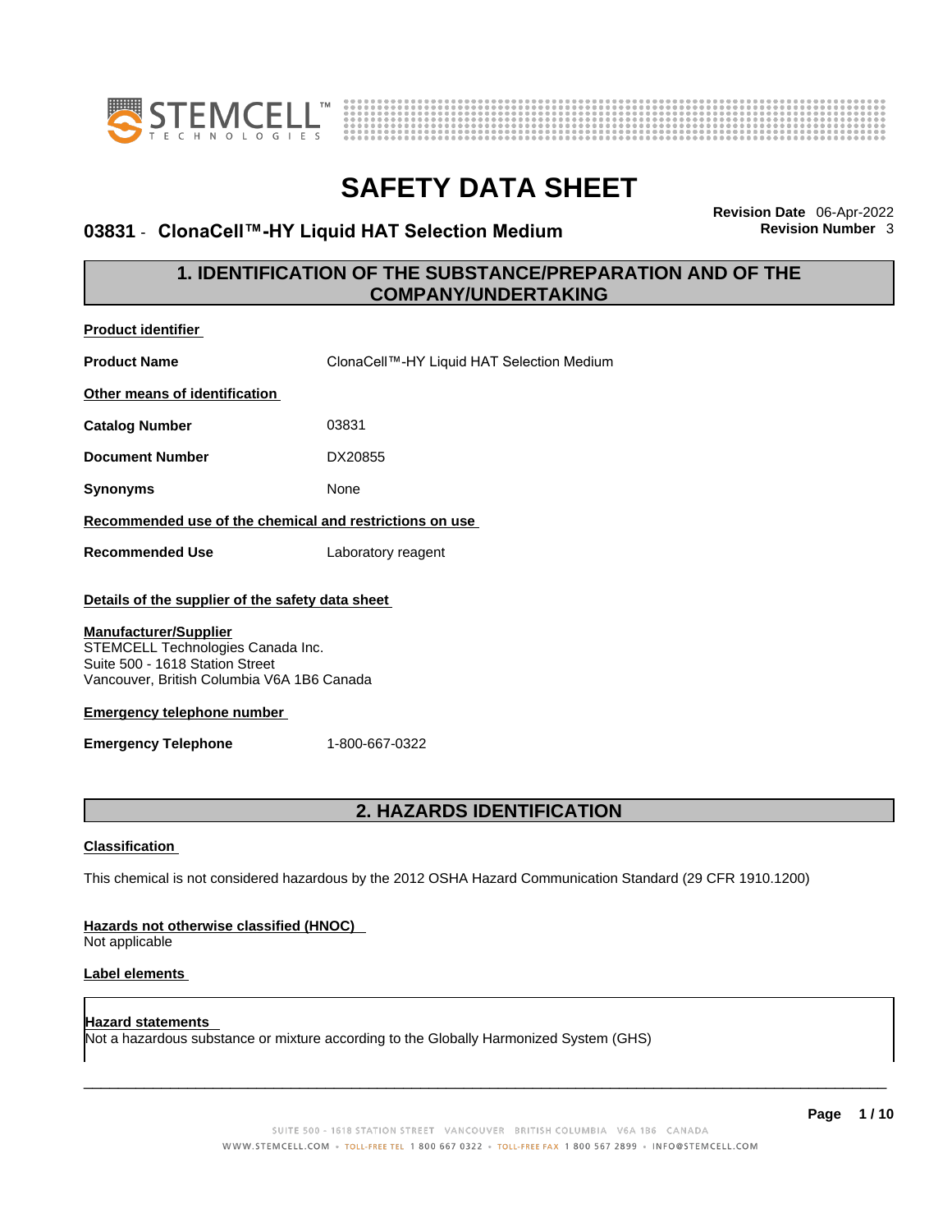# SAFETY DATA SHEET

**03831 - ClonaCell™-HY Liquid HAT Selection Medium**

**Revision Date** 06-Apr-2022
**Revision Number** 3

## 1. IDENTIFICATION OF THE SUBSTANCE/PREPARATION AND OF THE COMPANY/UNDERTAKING

**Product identifier**

| | |
|---|---|
| **Product Name** | ClonaCell™-HY Liquid HAT Selection Medium |

**Other means of identification**

| | |
|---|---|
| **Catalog Number** | 03831 |
| **Document Number** | DX20855 |
| **Synonyms** | None |

**Recommended use of the chemical and restrictions on use**

| | |
|---|---|
| **Recommended Use** | Laboratory reagent |

**Details of the supplier of the safety data sheet**

**Manufacturer/Supplier**
STEMCELL Technologies Canada Inc.
Suite 500 - 1618 Station Street
Vancouver, British Columbia V6A 1B6 Canada

**Emergency telephone number**

| | |
|---|---|
| **Emergency Telephone** | 1-800-667-0322 |

## 2. HAZARDS IDENTIFICATION

**Classification**

This chemical is not considered hazardous by the 2012 OSHA Hazard Communication Standard (29 CFR 1910.1200)

**Hazards not otherwise classified (HNOC)**
Not applicable

**Label elements**

**Hazard statements**
Not a hazardous substance or mixture according to the Globally Harmonized System (GHS)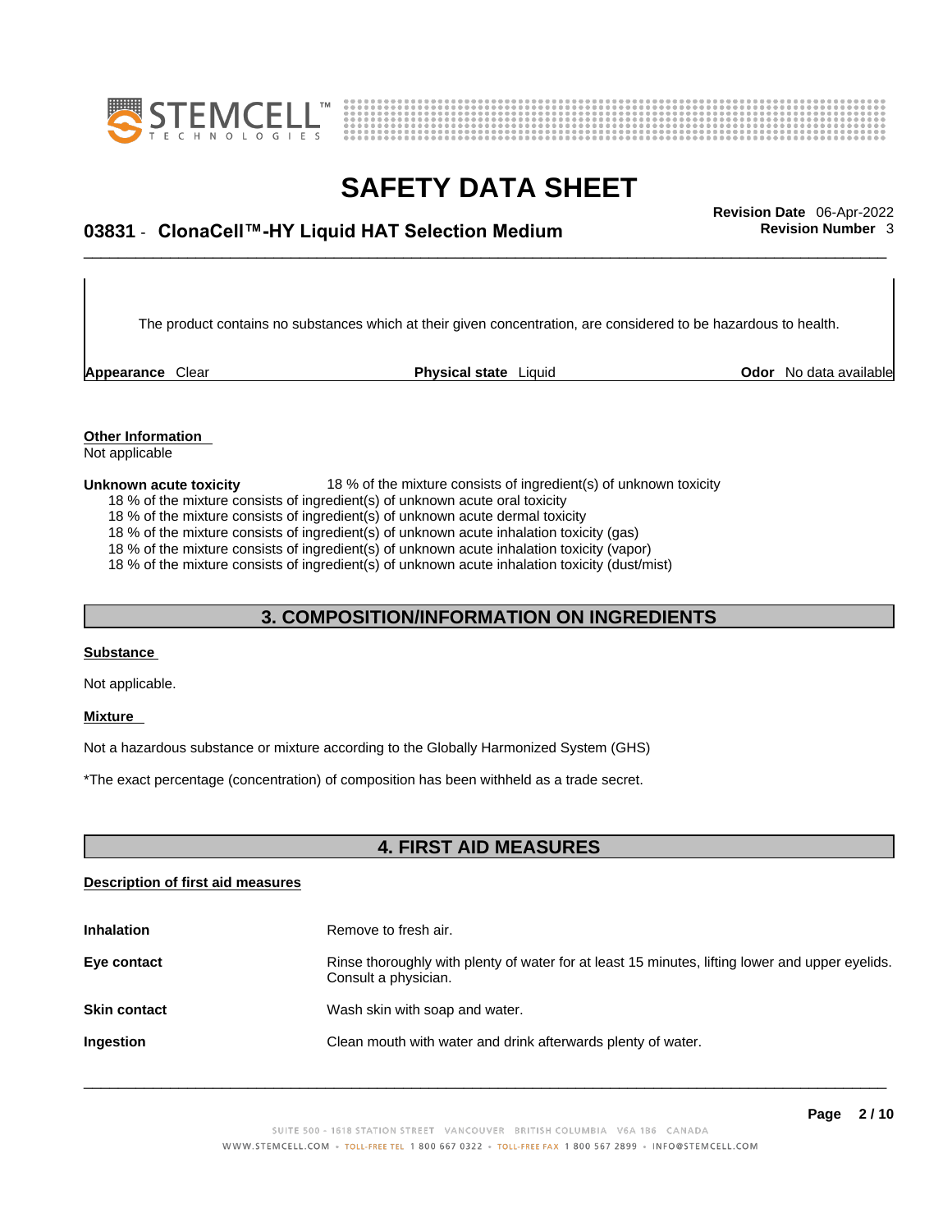The product contains no substances which at their given concentration, are considered to be hazardous to health.

| Appearance Clear | Physical state Liquid | Odor No data available |
|---|---|---|

**Other Information**
Not applicable

**Unknown acute toxicity** 18 % of the mixture consists of ingredient(s) of unknown toxicity
18 % of the mixture consists of ingredient(s) of unknown acute oral toxicity
18 % of the mixture consists of ingredient(s) of unknown acute dermal toxicity
18 % of the mixture consists of ingredient(s) of unknown acute inhalation toxicity (gas)
18 % of the mixture consists of ingredient(s) of unknown acute inhalation toxicity (vapor)
18 % of the mixture consists of ingredient(s) of unknown acute inhalation toxicity (dust/mist)

## 3. COMPOSITION/INFORMATION ON INGREDIENTS

**Substance**

Not applicable.

**Mixture**

Not a hazardous substance or mixture according to the Globally Harmonized System (GHS)

*The exact percentage (concentration) of composition has been withheld as a trade secret.

## 4. FIRST AID MEASURES

**Description of first aid measures**

| | |
|---|---|
| **Inhalation** | Remove to fresh air. |
| **Eye contact** | Rinse thoroughly with plenty of water for at least 15 minutes, lifting lower and upper eyelids. Consult a physician. |
| **Skin contact** | Wash skin with soap and water. |
| **Ingestion** | Clean mouth with water and drink afterwards plenty of water. |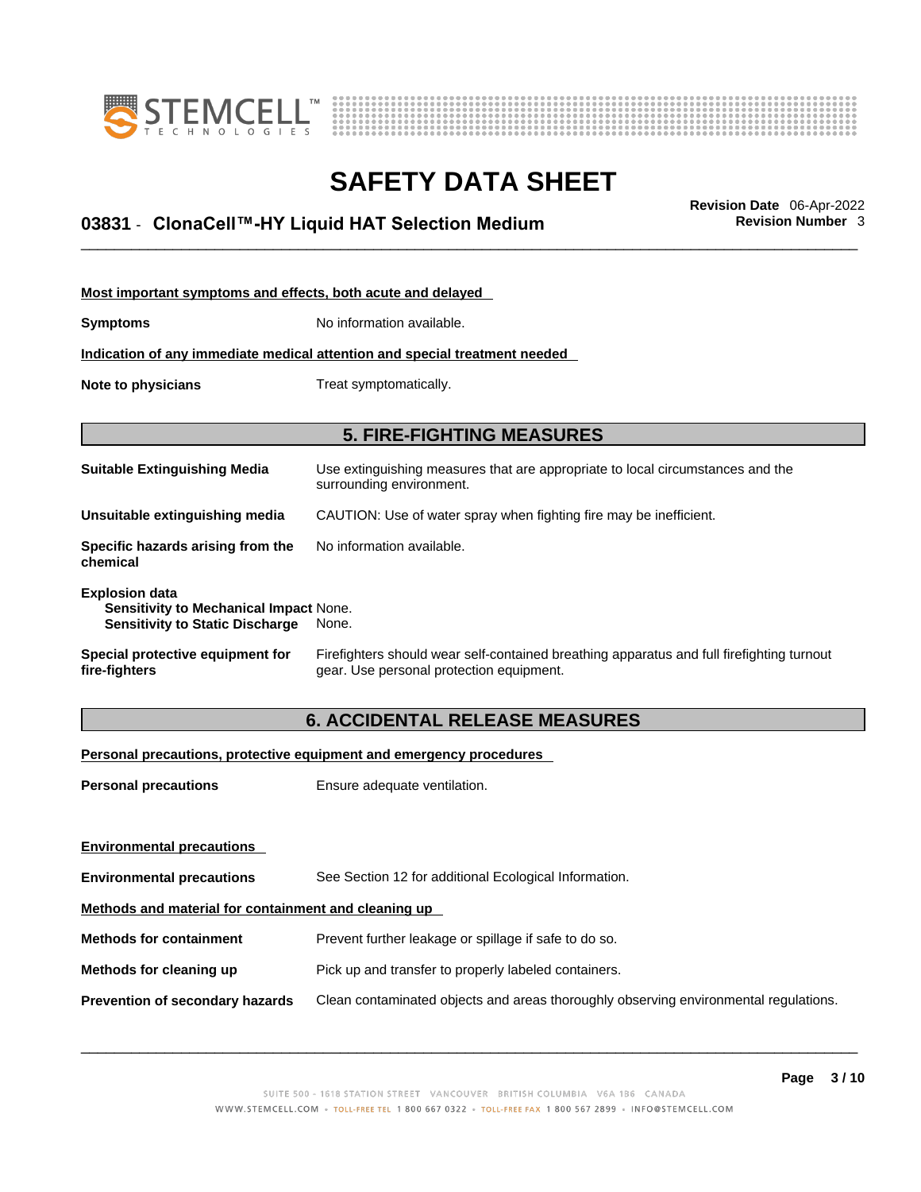**Most important symptoms and effects, both acute and delayed**

| | |
|---|---|
| **Symptoms** | No information available. |

**Indication of any immediate medical attention and special treatment needed**

| | |
|---|---|
| **Note to physicians** | Treat symptomatically. |

## 5. FIRE-FIGHTING MEASURES

| | |
|---|---|
| **Suitable Extinguishing Media** | Use extinguishing measures that are appropriate to local circumstances and the surrounding environment. |
| **Unsuitable extinguishing media** | CAUTION: Use of water spray when fighting fire may be inefficient. |
| **Specific hazards arising from the chemical** | No information available. |

**Explosion data**

| | |
|---|---|
| **Sensitivity to Mechanical Impact** | None. |
| **Sensitivity to Static Discharge** | None. |

| | |
|---|---|
| **Special protective equipment for fire-fighters** | Firefighters should wear self-contained breathing apparatus and full firefighting turnout gear. Use personal protection equipment. |

## 6. ACCIDENTAL RELEASE MEASURES

**Personal precautions, protective equipment and emergency procedures**

| | |
|---|---|
| **Personal precautions** | Ensure adequate ventilation. |

**Environmental precautions**

| | |
|---|---|
| **Environmental precautions** | See Section 12 for additional Ecological Information. |

**Methods and material for containment and cleaning up**

| | |
|---|---|
| **Methods for containment** | Prevent further leakage or spillage if safe to do so. |
| **Methods for cleaning up** | Pick up and transfer to properly labeled containers. |
| **Prevention of secondary hazards** | Clean contaminated objects and areas thoroughly observing environmental regulations. |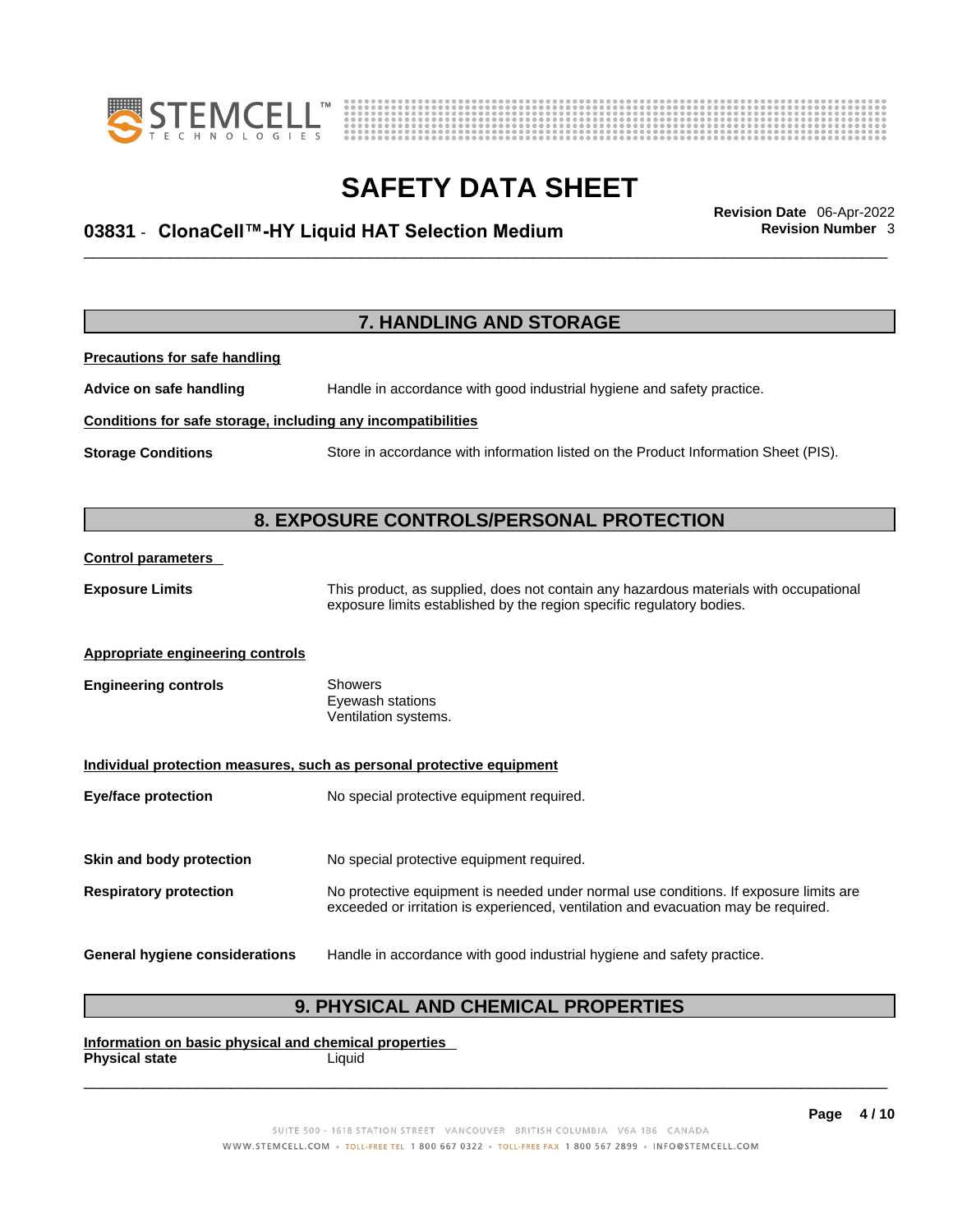## 7. HANDLING AND STORAGE

**Precautions for safe handling**

**Advice on safe handling** Handle in accordance with good industrial hygiene and safety practice.

**Conditions for safe storage, including any incompatibilities**

**Storage Conditions** Store in accordance with information listed on the Product Information Sheet (PIS).

## 8. EXPOSURE CONTROLS/PERSONAL PROTECTION

**Control parameters**

**Exposure Limits** This product, as supplied, does not contain any hazardous materials with occupational exposure limits established by the region specific regulatory bodies.

**Appropriate engineering controls**

**Engineering controls** Showers
Eyewash stations
Ventilation systems.

**Individual protection measures, such as personal protective equipment**

**Eye/face protection** No special protective equipment required.

**Skin and body protection** No special protective equipment required.

**Respiratory protection** No protective equipment is needed under normal use conditions. If exposure limits are exceeded or irritation is experienced, ventilation and evacuation may be required.

**General hygiene considerations** Handle in accordance with good industrial hygiene and safety practice.

## 9. PHYSICAL AND CHEMICAL PROPERTIES

**Information on basic physical and chemical properties**

**Physical state** Liquid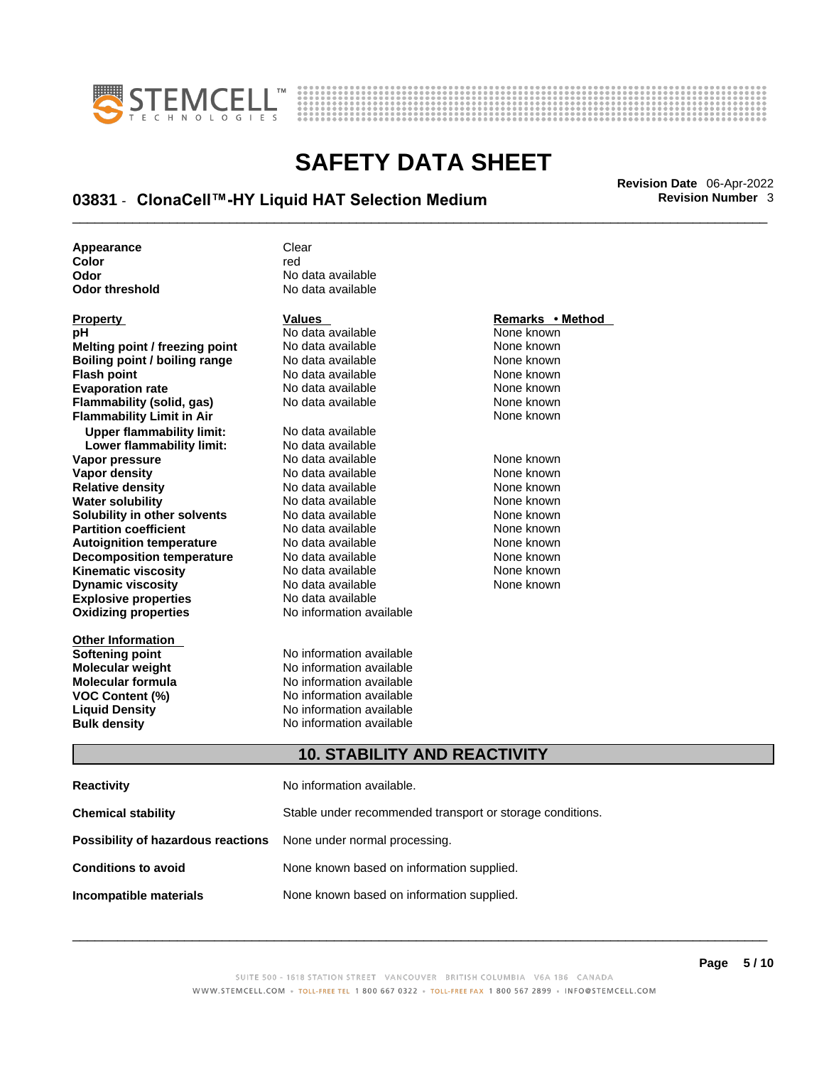| | |
|---|---|
| **Appearance** | Clear |
| **Color** | red |
| **Odor** | No data available |
| **Odor threshold** | No data available |

| **Property** | **Values** | **Remarks • Method** |
|---|---|---|
| **pH** | No data available | None known |
| **Melting point / freezing point** | No data available | None known |
| **Boiling point / boiling range** | No data available | None known |
| **Flash point** | No data available | None known |
| **Evaporation rate** | No data available | None known |
| **Flammability (solid, gas)** | No data available | None known |
| **Flammability Limit in Air** | | None known |
| **Upper flammability limit:** | No data available | |
| **Lower flammability limit:** | No data available | |
| **Vapor pressure** | No data available | None known |
| **Vapor density** | No data available | None known |
| **Relative density** | No data available | None known |
| **Water solubility** | No data available | None known |
| **Solubility in other solvents** | No data available | None known |
| **Partition coefficient** | No data available | None known |
| **Autoignition temperature** | No data available | None known |
| **Decomposition temperature** | No data available | None known |
| **Kinematic viscosity** | No data available | None known |
| **Dynamic viscosity** | No data available | None known |
| **Explosive properties** | No data available | |
| **Oxidizing properties** | No information available | |

| **Other Information** | |
|---|---|
| **Softening point** | No information available |
| **Molecular weight** | No information available |
| **Molecular formula** | No information available |
| **VOC Content (%)** | No information available |
| **Liquid Density** | No information available |
| **Bulk density** | No information available |

## 10. STABILITY AND REACTIVITY

| | |
|---|---|
| **Reactivity** | No information available. |
| **Chemical stability** | Stable under recommended transport or storage conditions. |
| **Possibility of hazardous reactions** | None under normal processing. |
| **Conditions to avoid** | None known based on information supplied. |
| **Incompatible materials** | None known based on information supplied. |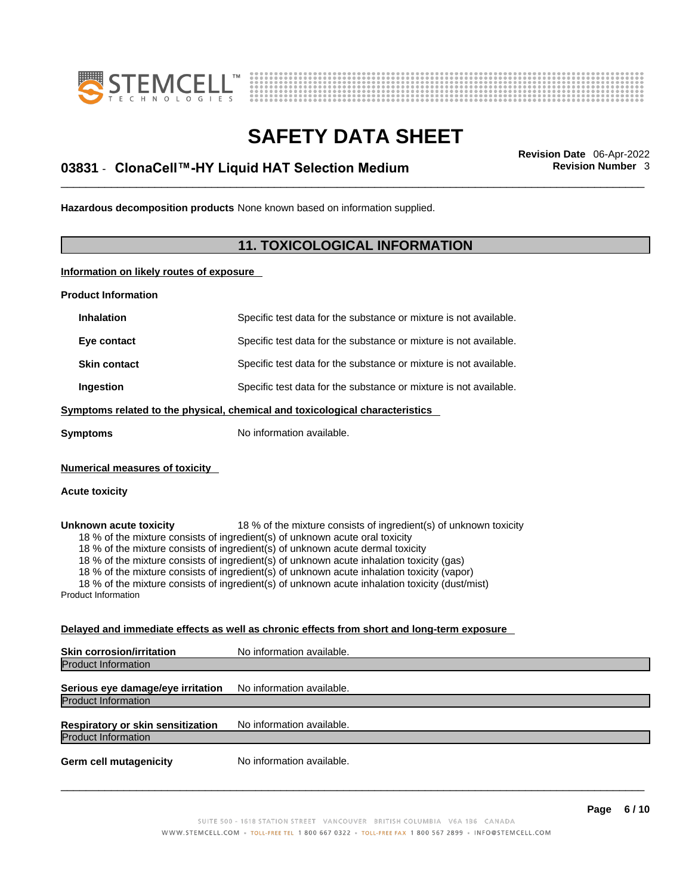**Hazardous decomposition products** None known based on information supplied.

## 11. TOXICOLOGICAL INFORMATION

**Information on likely routes of exposure**

**Product Information**

| | |
|---|---|
| **Inhalation** | Specific test data for the substance or mixture is not available. |
| **Eye contact** | Specific test data for the substance or mixture is not available. |
| **Skin contact** | Specific test data for the substance or mixture is not available. |
| **Ingestion** | Specific test data for the substance or mixture is not available. |

**Symptoms related to the physical, chemical and toxicological characteristics**

**Symptoms** No information available.

**Numerical measures of toxicity**

**Acute toxicity**

**Unknown acute toxicity** 18 % of the mixture consists of ingredient(s) of unknown toxicity

18 % of the mixture consists of ingredient(s) of unknown acute oral toxicity
18 % of the mixture consists of ingredient(s) of unknown acute dermal toxicity
18 % of the mixture consists of ingredient(s) of unknown acute inhalation toxicity (gas)
18 % of the mixture consists of ingredient(s) of unknown acute inhalation toxicity (vapor)
18 % of the mixture consists of ingredient(s) of unknown acute inhalation toxicity (dust/mist)

Product Information

**Delayed and immediate effects as well as chronic effects from short and long-term exposure**

**Skin corrosion/irritation** No information available.

Product Information

**Serious eye damage/eye irritation** No information available.

Product Information

**Respiratory or skin sensitization** No information available.

Product Information

**Germ cell mutagenicity** No information available.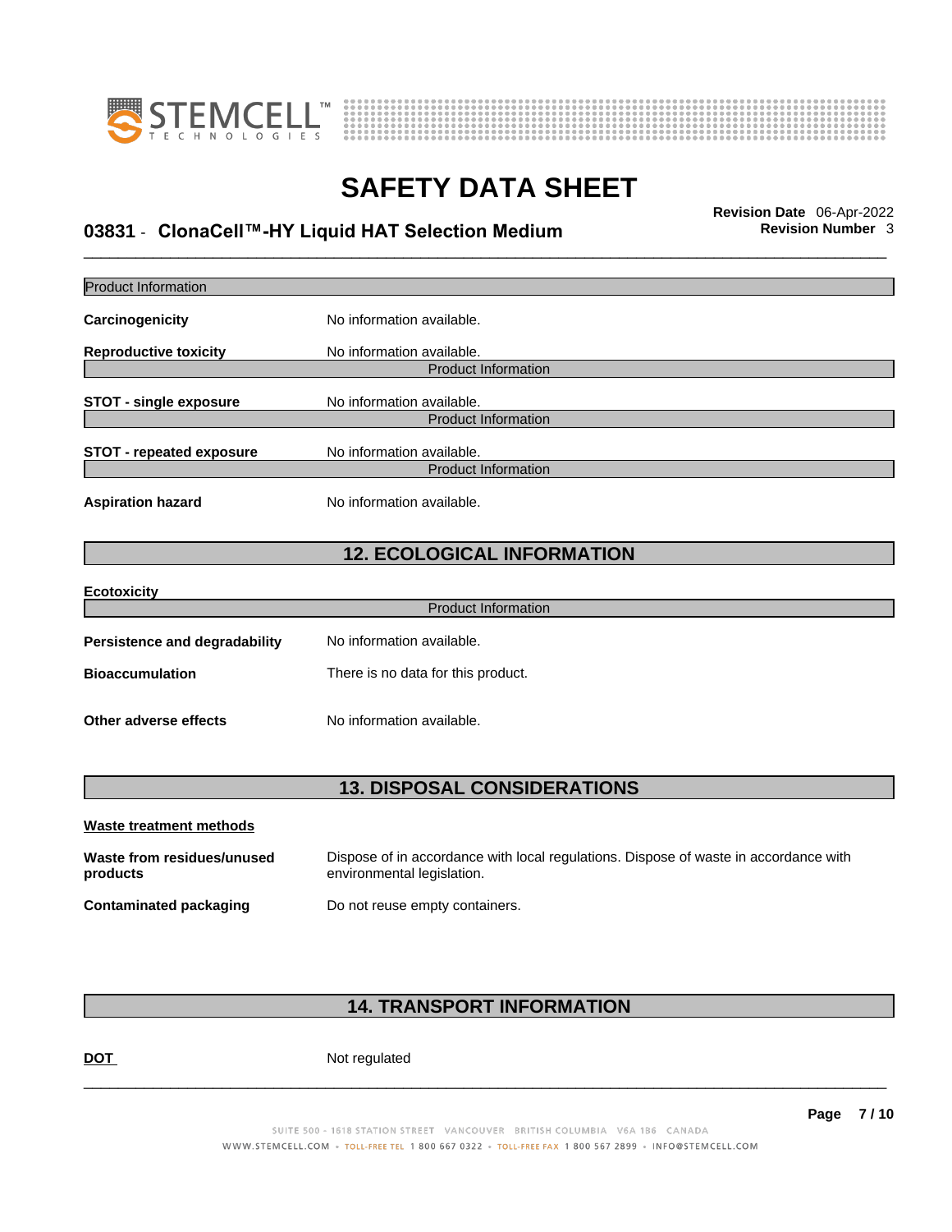Product Information

**Carcinogenicity** No information available.

**Reproductive toxicity** No information available.

Product Information

**STOT - single exposure** No information available.

Product Information

**STOT - repeated exposure** No information available.

Product Information

**Aspiration hazard** No information available.

## 12. ECOLOGICAL INFORMATION

**Ecotoxicity**

Product Information

**Persistence and degradability** No information available.

**Bioaccumulation** There is no data for this product.

**Other adverse effects** No information available.

## 13. DISPOSAL CONSIDERATIONS

**Waste treatment methods**

**Waste from residues/unused products** Dispose of in accordance with local regulations. Dispose of waste in accordance with environmental legislation.

**Contaminated packaging** Do not reuse empty containers.

## 14. TRANSPORT INFORMATION

**DOT** Not regulated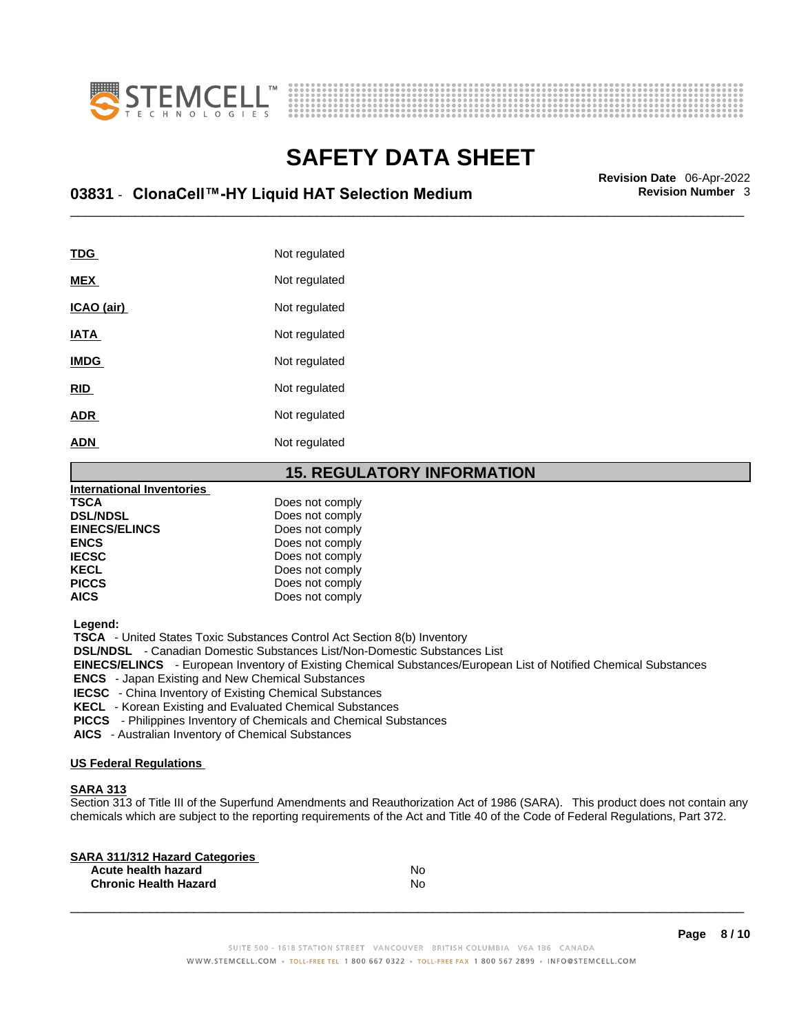| | |
|---|---|
| **TDG** | Not regulated |
| **MEX** | Not regulated |
| **ICAO (air)** | Not regulated |
| **IATA** | Not regulated |
| **IMDG** | Not regulated |
| **RID** | Not regulated |
| **ADR** | Not regulated |
| **ADN** | Not regulated |

## 15. REGULATORY INFORMATION

**International Inventories**

| | |
|---|---|
| **TSCA** | Does not comply |
| **DSL/NDSL** | Does not comply |
| **EINECS/ELINCS** | Does not comply |
| **ENCS** | Does not comply |
| **IECSC** | Does not comply |
| **KECL** | Does not comply |
| **PICCS** | Does not comply |
| **AICS** | Does not comply |

**Legend:**
**TSCA** - United States Toxic Substances Control Act Section 8(b) Inventory
**DSL/NDSL** - Canadian Domestic Substances List/Non-Domestic Substances List
**EINECS/ELINCS** - European Inventory of Existing Chemical Substances/European List of Notified Chemical Substances
**ENCS** - Japan Existing and New Chemical Substances
**IECSC** - China Inventory of Existing Chemical Substances
**KECL** - Korean Existing and Evaluated Chemical Substances
**PICCS** - Philippines Inventory of Chemicals and Chemical Substances
**AICS** - Australian Inventory of Chemical Substances

**US Federal Regulations**

**SARA 313**
Section 313 of Title III of the Superfund Amendments and Reauthorization Act of 1986 (SARA). This product does not contain any chemicals which are subject to the reporting requirements of the Act and Title 40 of the Code of Federal Regulations, Part 372.

**SARA 311/312 Hazard Categories**

| | |
|---|---|
| **Acute health hazard** | No |
| **Chronic Health Hazard** | No |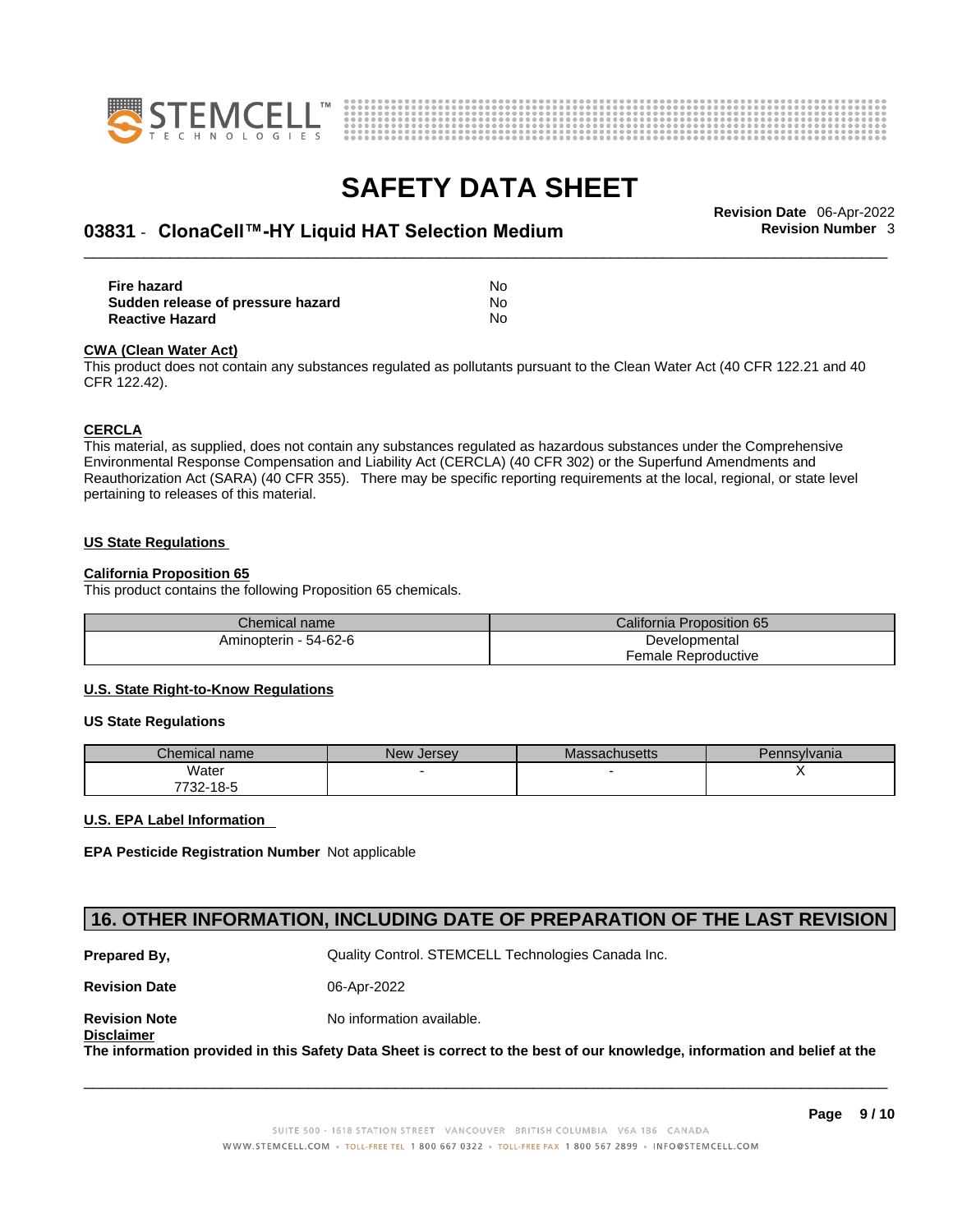| | |
|---|---|
| **Fire hazard** | No |
| **Sudden release of pressure hazard** | No |
| **Reactive Hazard** | No |

**CWA (Clean Water Act)**

This product does not contain any substances regulated as pollutants pursuant to the Clean Water Act (40 CFR 122.21 and 40 CFR 122.42).

**CERCLA**

This material, as supplied, does not contain any substances regulated as hazardous substances under the Comprehensive Environmental Response Compensation and Liability Act (CERCLA) (40 CFR 302) or the Superfund Amendments and Reauthorization Act (SARA) (40 CFR 355). There may be specific reporting requirements at the local, regional, or state level pertaining to releases of this material.

**US State Regulations**

**California Proposition 65**

This product contains the following Proposition 65 chemicals.

| Chemical name | California Proposition 65 |
|---|---|
| Aminopterin - 54-62-6 | Developmental<br>Female Reproductive |

**U.S. State Right-to-Know Regulations**

**US State Regulations**

| Chemical name | New Jersey | Massachusetts | Pennsylvania |
|---|---|---|---|
| Water<br>7732-18-5 | - | - | X |

**U.S. EPA Label Information**

**EPA Pesticide Registration Number** Not applicable

## 16. OTHER INFORMATION, INCLUDING DATE OF PREPARATION OF THE LAST REVISION

**Prepared By,** Quality Control. STEMCELL Technologies Canada Inc.

**Revision Date** 06-Apr-2022

**Revision Note** No information available.

**Disclaimer**

**The information provided in this Safety Data Sheet is correct to the best of our knowledge, information and belief at the**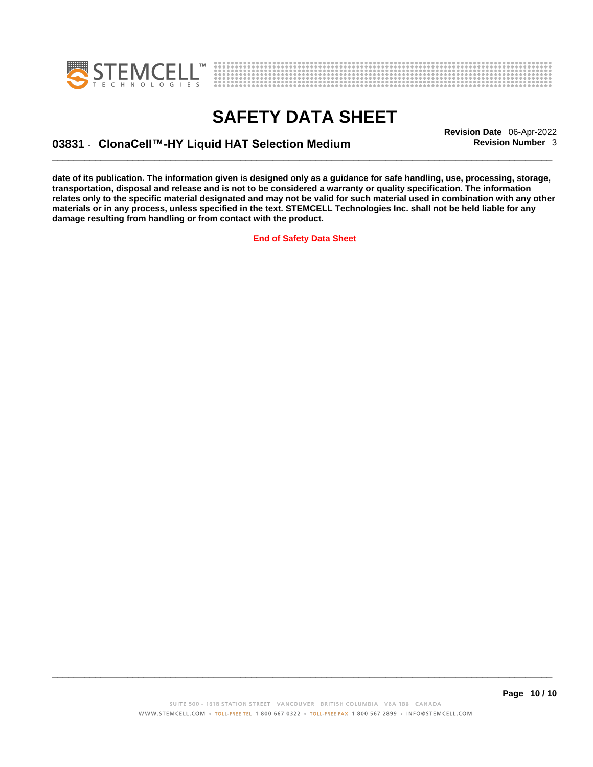**date of its publication. The information given is designed only as a guidance for safe handling, use, processing, storage, transportation, disposal and release and is not to be considered a warranty or quality specification. The information relates only to the specific material designated and may not be valid for such material used in combination with any other materials or in any process, unless specified in the text. STEMCELL Technologies Inc. shall not be held liable for any damage resulting from handling or from contact with the product.**

**End of Safety Data Sheet**